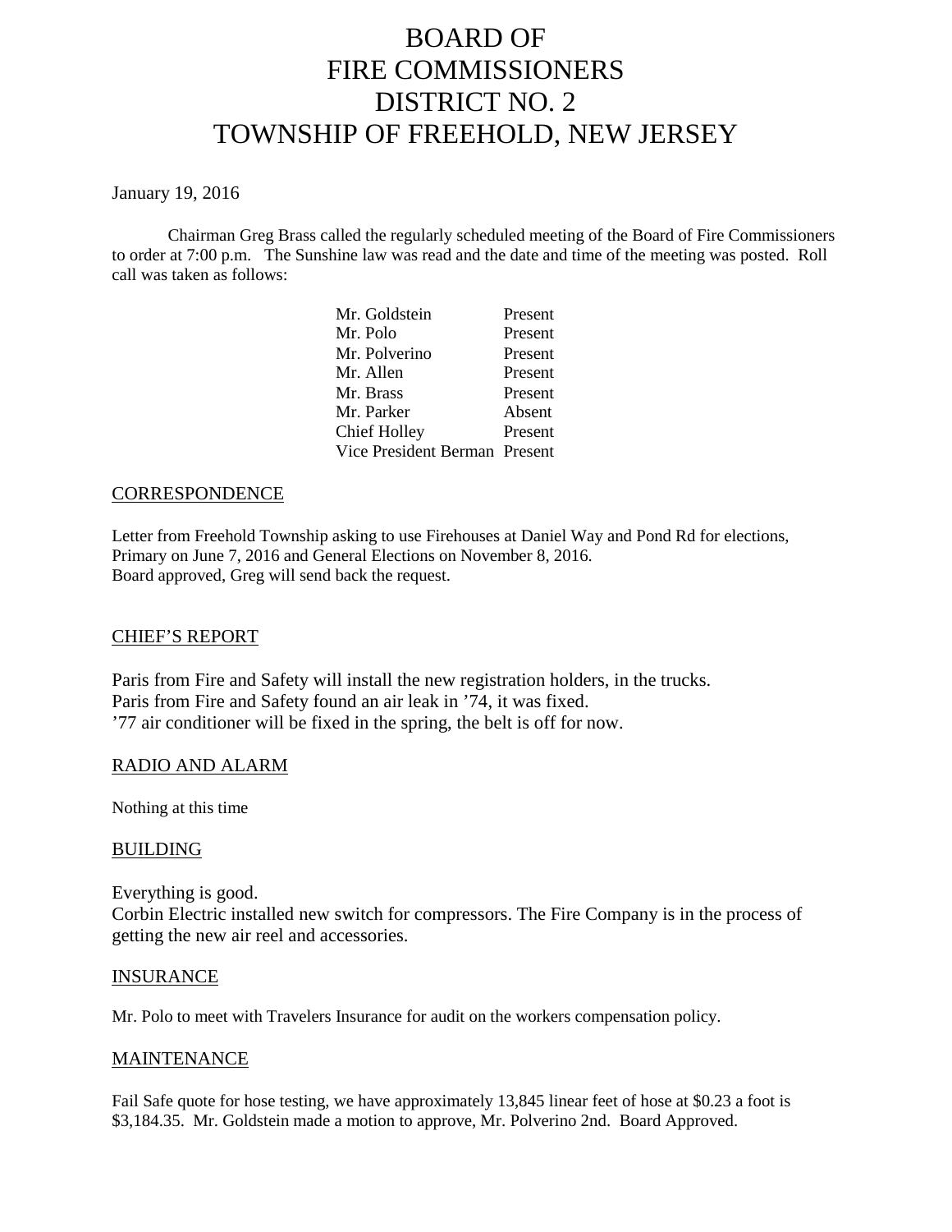# BOARD OF FIRE COMMISSIONERS DISTRICT NO. 2 TOWNSHIP OF FREEHOLD, NEW JERSEY

January 19, 2016

Chairman Greg Brass called the regularly scheduled meeting of the Board of Fire Commissioners to order at 7:00 p.m. The Sunshine law was read and the date and time of the meeting was posted. Roll call was taken as follows:

| | |
|---|---|
| Mr. Goldstein | Present |
| Mr. Polo | Present |
| Mr. Polverino | Present |
| Mr. Allen | Present |
| Mr. Brass | Present |
| Mr. Parker | Absent |
| Chief Holley | Present |
| Vice President Berman | Present |

## CORRESPONDENCE

Letter from Freehold Township asking to use Firehouses at Daniel Way and Pond Rd for elections, Primary on June 7, 2016 and General Elections on November 8, 2016.
Board approved, Greg will send back the request.

## CHIEF'S REPORT

Paris from Fire and Safety will install the new registration holders, in the trucks.
Paris from Fire and Safety found an air leak in '74, it was fixed.
'77 air conditioner will be fixed in the spring, the belt is off for now.

## RADIO AND ALARM

Nothing at this time

## BUILDING

Everything is good.
Corbin Electric installed new switch for compressors. The Fire Company is in the process of getting the new air reel and accessories.

## INSURANCE

Mr. Polo to meet with Travelers Insurance for audit on the workers compensation policy.

## MAINTENANCE

Fail Safe quote for hose testing, we have approximately 13,845 linear feet of hose at $0.23 a foot is $3,184.35. Mr. Goldstein made a motion to approve, Mr. Polverino 2nd. Board Approved.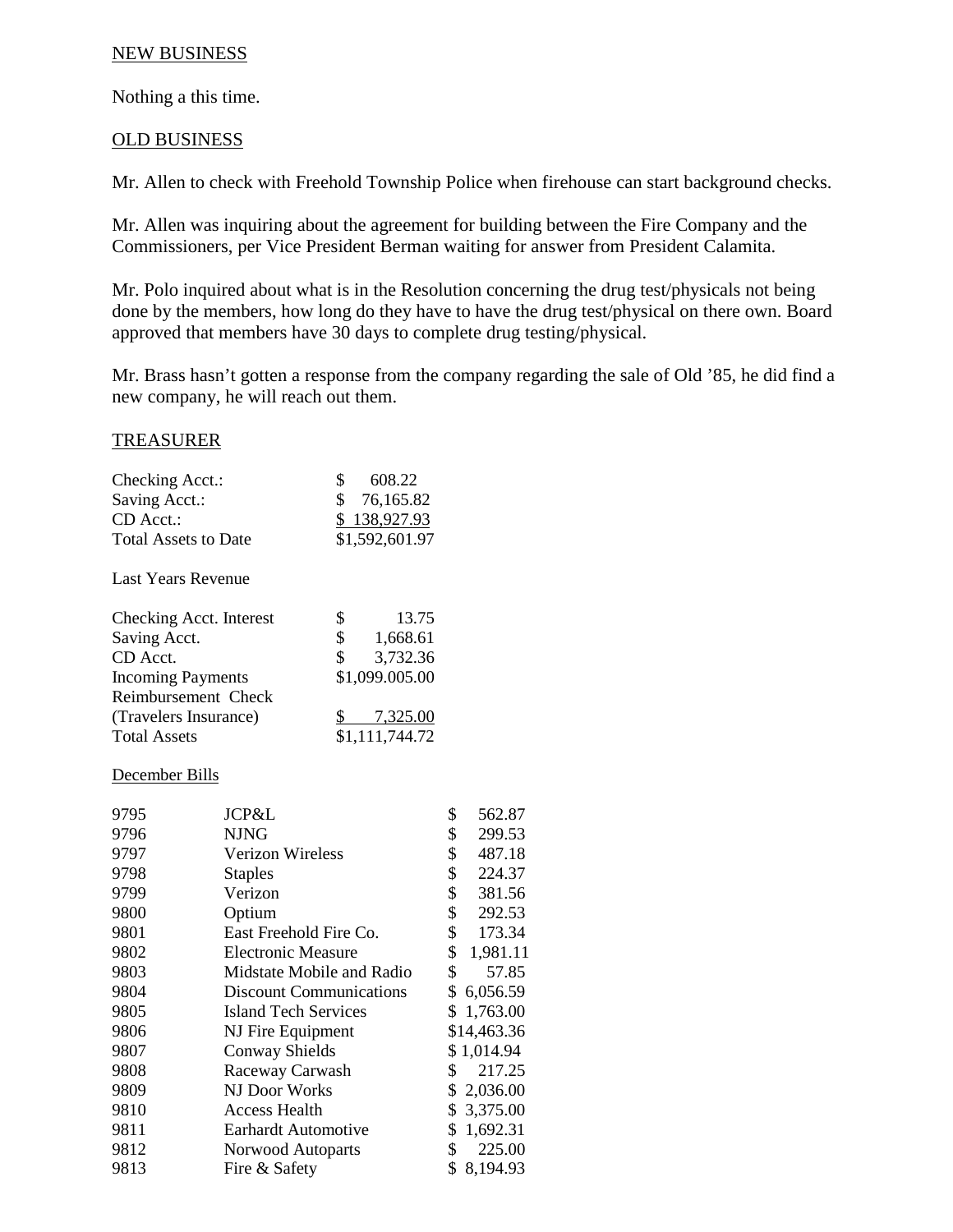NEW BUSINESS

Nothing a this time.

OLD BUSINESS

Mr. Allen to check with Freehold Township Police when firehouse can start background checks.

Mr. Allen was inquiring about the agreement for building between the Fire Company and the Commissioners, per Vice President Berman waiting for answer from President Calamita.

Mr. Polo inquired about what is in the Resolution concerning the drug test/physicals not being done by the members, how long do they have to have the drug test/physical on there own. Board approved that members have 30 days to complete drug testing/physical.

Mr. Brass hasn't gotten a response from the company regarding the sale of Old '85, he did find a new company, he will reach out them.

TREASURER

| | |
|---|---|
| Checking Acct.: | $ 608.22 |
| Saving Acct.: | $ 76,165.82 |
| CD Acct.: | $ 138,927.93 |
| Total Assets to Date | $1,592,601.97 |

Last Years Revenue

| | |
|---|---|
| Checking Acct. Interest | $ 13.75 |
| Saving Acct. | $ 1,668.61 |
| CD Acct. | $ 3,732.36 |
| Incoming Payments | $1,099.005.00 |
| Reimbursement Check (Travelers Insurance) | $ 7,325.00 |
| Total Assets | $1,111,744.72 |

December Bills

| | | |
|---|---|---|
| 9795 | JCP&L | $ 562.87 |
| 9796 | NJNG | $ 299.53 |
| 9797 | Verizon Wireless | $ 487.18 |
| 9798 | Staples | $ 224.37 |
| 9799 | Verizon | $ 381.56 |
| 9800 | Optium | $ 292.53 |
| 9801 | East Freehold Fire Co. | $ 173.34 |
| 9802 | Electronic Measure | $ 1,981.11 |
| 9803 | Midstate Mobile and Radio | $ 57.85 |
| 9804 | Discount Communications | $ 6,056.59 |
| 9805 | Island Tech Services | $ 1,763.00 |
| 9806 | NJ Fire Equipment | $14,463.36 |
| 9807 | Conway Shields | $ 1,014.94 |
| 9808 | Raceway Carwash | $ 217.25 |
| 9809 | NJ Door Works | $ 2,036.00 |
| 9810 | Access Health | $ 3,375.00 |
| 9811 | Earhardt Automotive | $ 1,692.31 |
| 9812 | Norwood Autoparts | $ 225.00 |
| 9813 | Fire & Safety | $ 8,194.93 |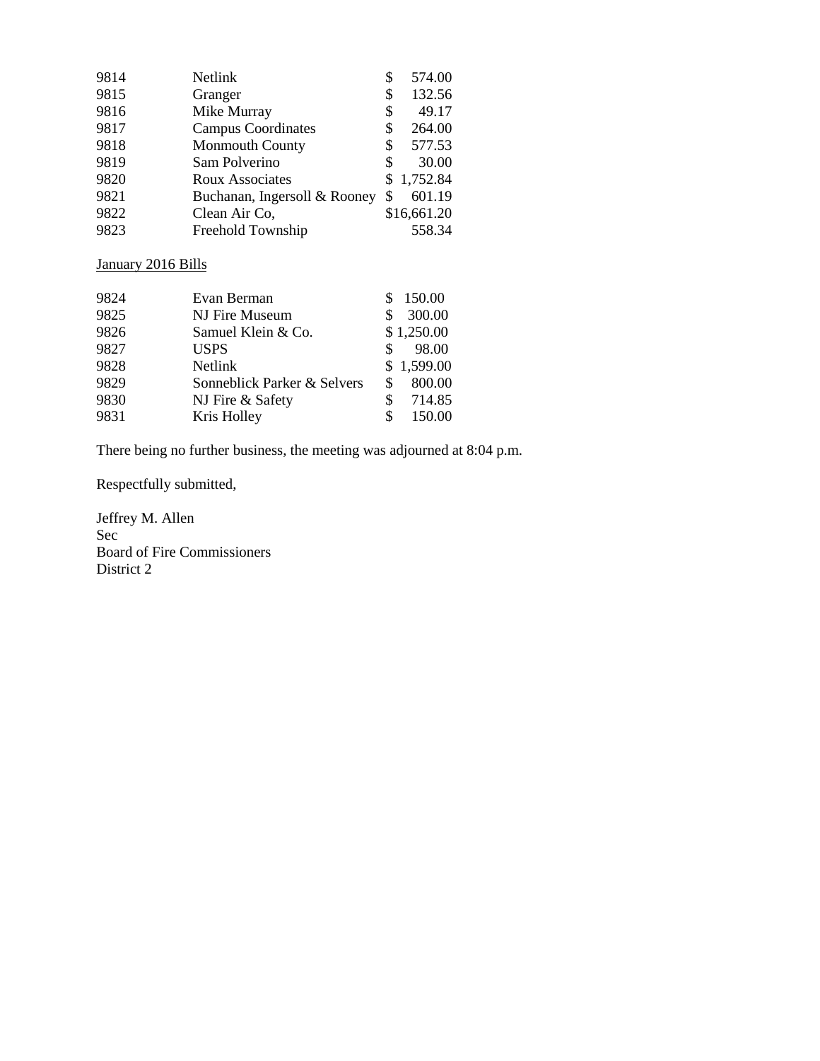| | | |
|---|---|---|
| 9814 | Netlink | $ 574.00 |
| 9815 | Granger | $ 132.56 |
| 9816 | Mike Murray | $ 49.17 |
| 9817 | Campus Coordinates | $ 264.00 |
| 9818 | Monmouth County | $ 577.53 |
| 9819 | Sam Polverino | $ 30.00 |
| 9820 | Roux Associates | $ 1,752.84 |
| 9821 | Buchanan, Ingersoll & Rooney | $ 601.19 |
| 9822 | Clean Air Co, | $16,661.20 |
| 9823 | Freehold Township | 558.34 |

<u>January 2016 Bills</u>

| | | |
|---|---|---|
| 9824 | Evan Berman | $ 150.00 |
| 9825 | NJ Fire Museum | $ 300.00 |
| 9826 | Samuel Klein & Co. | $ 1,250.00 |
| 9827 | USPS | $ 98.00 |
| 9828 | Netlink | $ 1,599.00 |
| 9829 | Sonneblick Parker & Selvers | $ 800.00 |
| 9830 | NJ Fire & Safety | $ 714.85 |
| 9831 | Kris Holley | $ 150.00 |

There being no further business, the meeting was adjourned at 8:04 p.m.

Respectfully submitted,

Jeffrey M. Allen
Sec
Board of Fire Commissioners
District 2